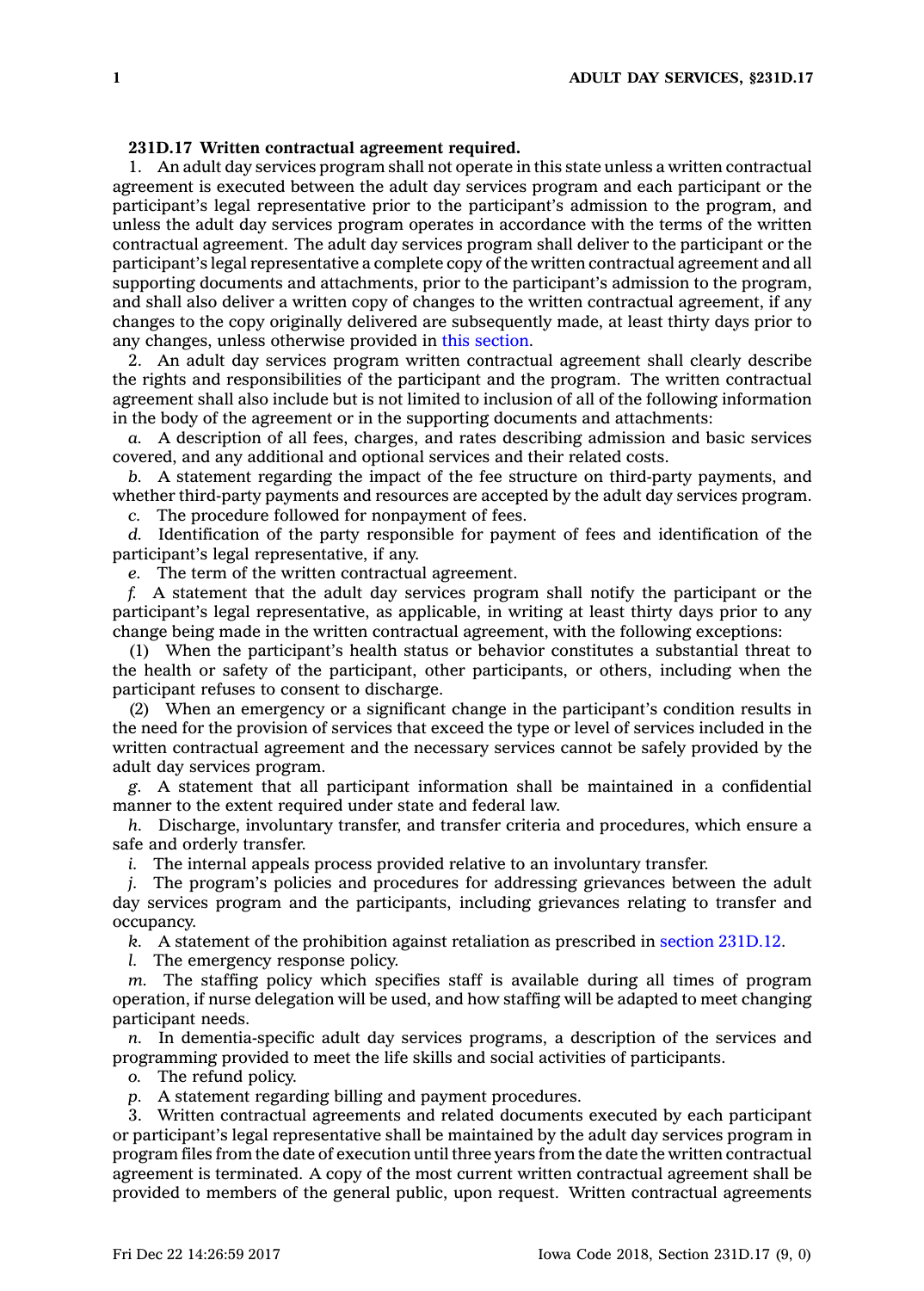**231D.17 Written contractual agreement required.**

1. An adult day services program shall not operate in this state unless a written contractual agreement is executed between the adult day services program and each participant or the participant's legal representative prior to the participant's admission to the program, and unless the adult day services program operates in accordance with the terms of the written contractual agreement. The adult day services program shall deliver to the participant or the participant's legal representative a complete copy of the written contractual agreement and all supporting documents and attachments, prior to the participant's admission to the program, and shall also deliver a written copy of changes to the written contractual agreement, if any changes to the copy originally delivered are subsequently made, at least thirty days prior to any changes, unless otherwise provided in this section.

2. An adult day services program written contractual agreement shall clearly describe the rights and responsibilities of the participant and the program. The written contractual agreement shall also include but is not limited to inclusion of all of the following information in the body of the agreement or in the supporting documents and attachments:

*a.* A description of all fees, charges, and rates describing admission and basic services covered, and any additional and optional services and their related costs.

*b.* A statement regarding the impact of the fee structure on third-party payments, and whether third-party payments and resources are accepted by the adult day services program.

*c.* The procedure followed for nonpayment of fees.

*d.* Identification of the party responsible for payment of fees and identification of the participant's legal representative, if any.

*e.* The term of the written contractual agreement.

*f.* A statement that the adult day services program shall notify the participant or the participant's legal representative, as applicable, in writing at least thirty days prior to any change being made in the written contractual agreement, with the following exceptions:

(1) When the participant's health status or behavior constitutes a substantial threat to the health or safety of the participant, other participants, or others, including when the participant refuses to consent to discharge.

(2) When an emergency or a significant change in the participant's condition results in the need for the provision of services that exceed the type or level of services included in the written contractual agreement and the necessary services cannot be safely provided by the adult day services program.

*g.* A statement that all participant information shall be maintained in a confidential manner to the extent required under state and federal law.

*h.* Discharge, involuntary transfer, and transfer criteria and procedures, which ensure a safe and orderly transfer.

*i.* The internal appeals process provided relative to an involuntary transfer.

*j.* The program's policies and procedures for addressing grievances between the adult day services program and the participants, including grievances relating to transfer and occupancy.

*k.* A statement of the prohibition against retaliation as prescribed in section 231D.12.

*l.* The emergency response policy.

*m.* The staffing policy which specifies staff is available during all times of program operation, if nurse delegation will be used, and how staffing will be adapted to meet changing participant needs.

*n.* In dementia-specific adult day services programs, a description of the services and programming provided to meet the life skills and social activities of participants.

*o.* The refund policy.

*p.* A statement regarding billing and payment procedures.

3. Written contractual agreements and related documents executed by each participant or participant's legal representative shall be maintained by the adult day services program in program files from the date of execution until three years from the date the written contractual agreement is terminated. A copy of the most current written contractual agreement shall be provided to members of the general public, upon request. Written contractual agreements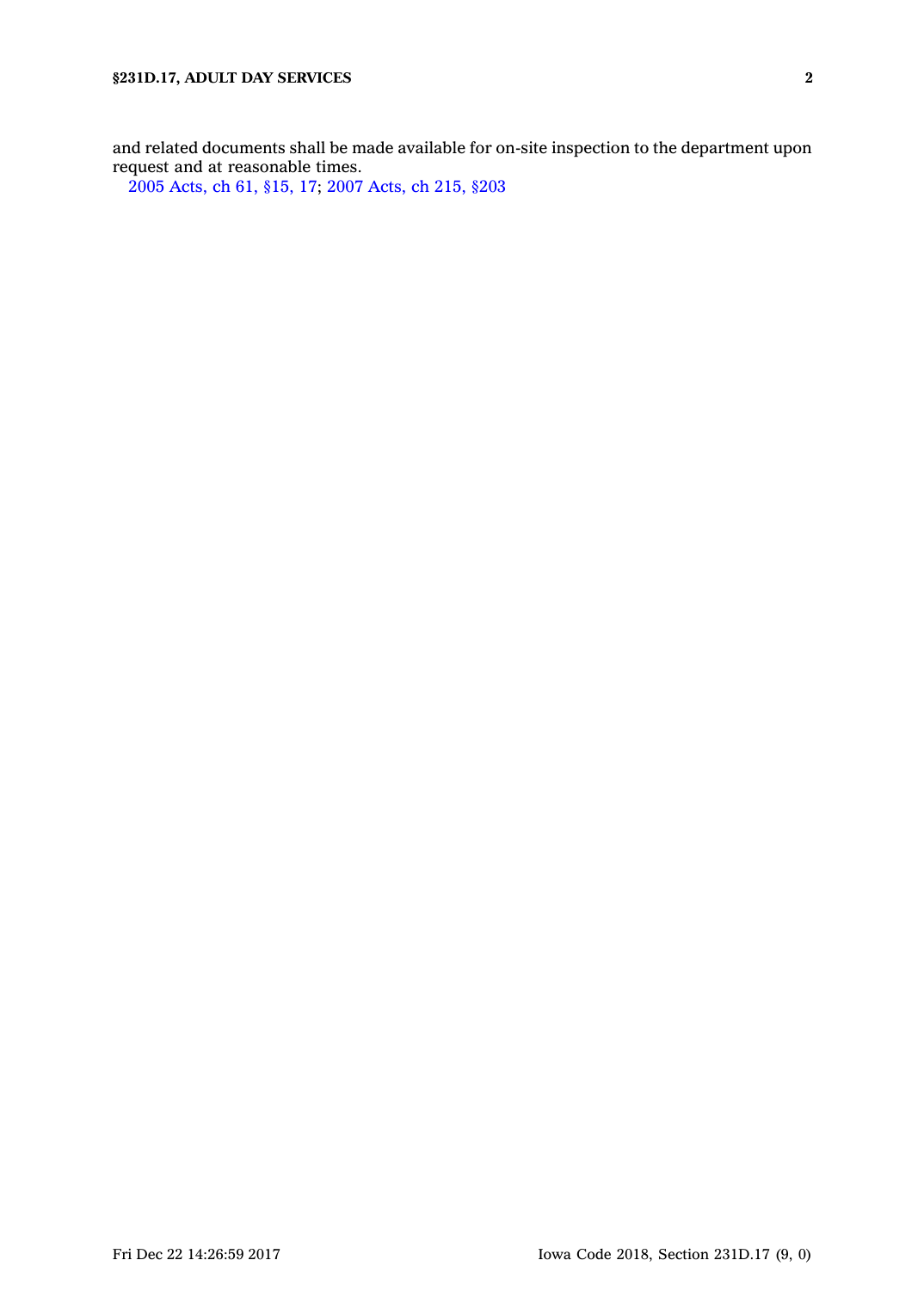and related documents shall be made available for on-site inspection to the department upon request and at reasonable times.

2005 Acts, ch 61, §15, 17; 2007 Acts, ch 215, §203